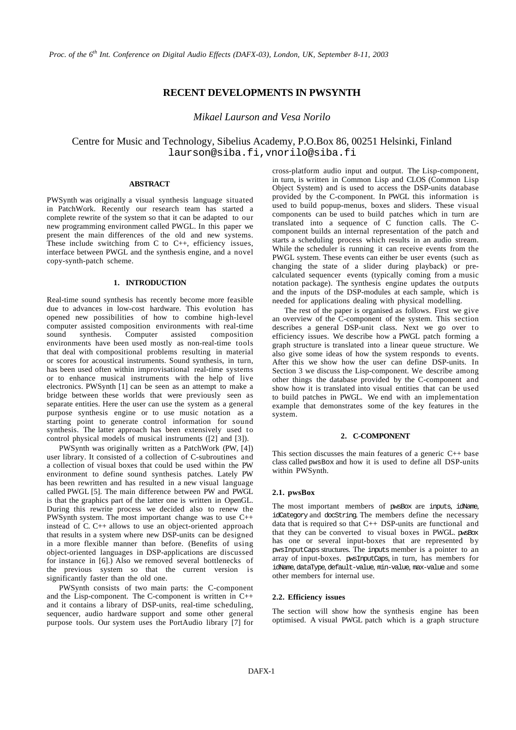# RECENT DEVELOPMENTS IN PWSYNTH

*Mikael Laurson and Vesa Norilo*

Centre for Music and Technology, Sibelius Academy, P.O.Box 86, 00251 Helsinki, Finland
laurson@siba.fi, vnorilo@siba.fi

## ABSTRACT

PWSynth was originally a visual synthesis language situated in PatchWork. Recently our research team has started a complete rewrite of the system so that it can be adapted to our new programming environment called PWGL. In this paper we present the main differences of the old and new systems. These include switching from C to C++, efficiency issues, interface between PWGL and the synthesis engine, and a novel copy-synth-patch scheme.

## 1. INTRODUCTION

Real-time sound synthesis has recently become more feasible due to advances in low-cost hardware. This evolution has opened new possibilities of how to combine high-level computer assisted composition environments with real-time sound synthesis. Computer assisted composition environments have been used mostly as non-real-time tools that deal with compositional problems resulting in material or scores for acoustical instruments. Sound synthesis, in turn, has been used often within improvisational real-time systems or to enhance musical instruments with the help of live electronics. PWSynth [1] can be seen as an attempt to make a bridge between these worlds that were previously seen as separate entities. Here the user can use the system as a general purpose synthesis engine or to use music notation as a starting point to generate control information for sound synthesis. The latter approach has been extensively used to control physical models of musical instruments ([2] and [3]).

PWSynth was originally written as a PatchWork (PW, [4]) user library. It consisted of a collection of C-subroutines and a collection of visual boxes that could be used within the PW environment to define sound synthesis patches. Lately PW has been rewritten and has resulted in a new visual language called PWGL [5]. The main difference between PW and PWGL is that the graphics part of the latter one is written in OpenGL. During this rewrite process we decided also to renew the PWSynth system. The most important change was to use C++ instead of C. C++ allows to use an object-oriented approach that results in a system where new DSP-units can be designed in a more flexible manner than before. (Benefits of using object-oriented languages in DSP-applications are discussed for instance in [6].) Also we removed several bottlenecks of the previous system so that the current version is significantly faster than the old one.

PWSynth consists of two main parts: the C-component and the Lisp-component. The C-component is written in C++ and it contains a library of DSP-units, real-time scheduling, sequencer, audio hardware support and some other general purpose tools. Our system uses the PortAudio library [7] for cross-platform audio input and output. The Lisp-component, in turn, is written in Common Lisp and CLOS (Common Lisp Object System) and is used to access the DSP-units database provided by the C-component. In PWGL this information is used to build popup-menus, boxes and sliders. These visual components can be used to build patches which in turn are translated into a sequence of C function calls. The C-component builds an internal representation of the patch and starts a scheduling process which results in an audio stream. While the scheduler is running it can receive events from the PWGL system. These events can either be user events (such as changing the state of a slider during playback) or pre-calculated sequencer events (typically coming from a music notation package). The synthesis engine updates the outputs and the inputs of the DSP-modules at each sample, which is needed for applications dealing with physical modelling.

The rest of the paper is organised as follows. First we give an overview of the C-component of the system. This section describes a general DSP-unit class. Next we go over to efficiency issues. We describe how a PWGL patch forming a graph structure is translated into a linear queue structure. We also give some ideas of how the system responds to events. After this we show how the user can define DSP-units. In Section 3 we discuss the Lisp-component. We describe among other things the database provided by the C-component and show how it is translated into visual entities that can be used to build patches in PWGL. We end with an implementation example that demonstrates some of the key features in the system.

## 2. C-COMPONENT

This section discusses the main features of a generic C++ base class called pwsBox and how it is used to define all DSP-units within PWSynth.

### 2.1. pwsBox

The most important members of pwsBox are inputs, idName, idCategory and docString. The members define the necessary data that is required so that C++ DSP-units are functional and that they can be converted to visual boxes in PWGL. pwsBox has one or several input-boxes that are represented by pwsInputCaps structures. The inputs member is a pointer to an array of input-boxes. pwsInputCaps, in turn, has members for idName, dataType, default-value, min-value, max-value and some other members for internal use.

### 2.2. Efficiency issues

The section will show how the synthesis engine has been optimised. A visual PWGL patch which is a graph structure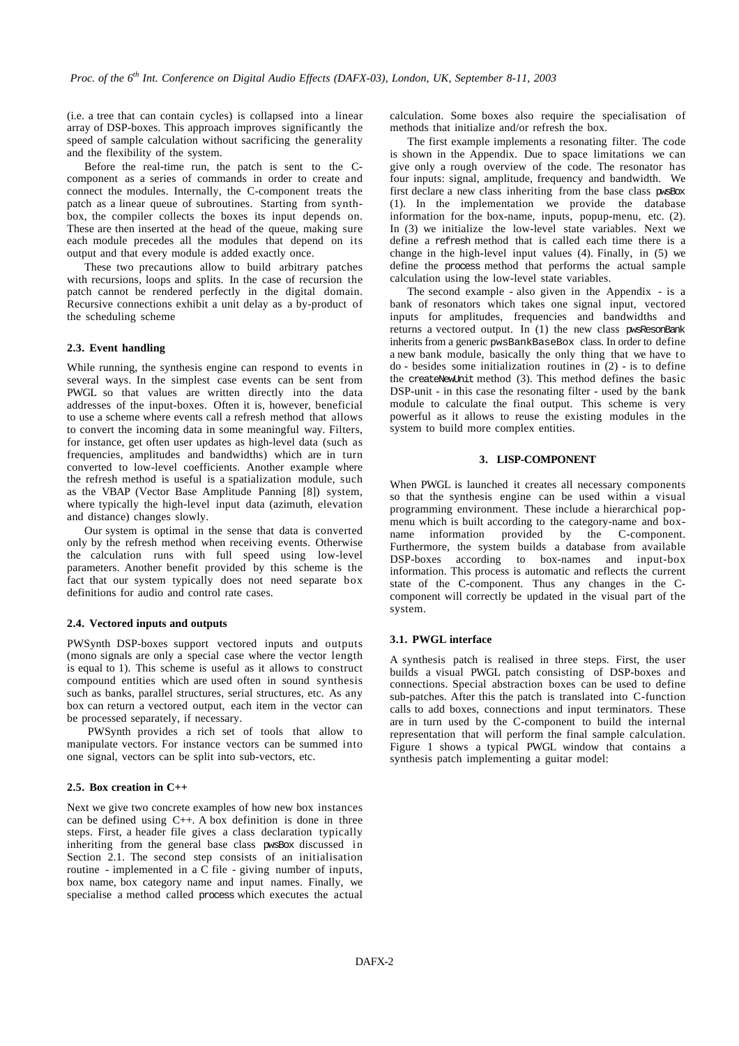(i.e. a tree that can contain cycles) is collapsed into a linear array of DSP-boxes. This approach improves significantly the speed of sample calculation without sacrificing the generality and the flexibility of the system.

Before the real-time run, the patch is sent to the C-component as a series of commands in order to create and connect the modules. Internally, the C-component treats the patch as a linear queue of subroutines. Starting from synth-box, the compiler collects the boxes its input depends on. These are then inserted at the head of the queue, making sure each module precedes all the modules that depend on its output and that every module is added exactly once.

These two precautions allow to build arbitrary patches with recursions, loops and splits. In the case of recursion the patch cannot be rendered perfectly in the digital domain. Recursive connections exhibit a unit delay as a by-product of the scheduling scheme

### 2.3. Event handling

While running, the synthesis engine can respond to events in several ways. In the simplest case events can be sent from PWGL so that values are written directly into the data addresses of the input-boxes. Often it is, however, beneficial to use a scheme where events call a refresh method that allows to convert the incoming data in some meaningful way. Filters, for instance, get often user updates as high-level data (such as frequencies, amplitudes and bandwidths) which are in turn converted to low-level coefficients. Another example where the refresh method is useful is a spatialization module, such as the VBAP (Vector Base Amplitude Panning [8]) system, where typically the high-level input data (azimuth, elevation and distance) changes slowly.

Our system is optimal in the sense that data is converted only by the refresh method when receiving events. Otherwise the calculation runs with full speed using low-level parameters. Another benefit provided by this scheme is the fact that our system typically does not need separate box definitions for audio and control rate cases.

### 2.4. Vectored inputs and outputs

PWSynth DSP-boxes support vectored inputs and outputs (mono signals are only a special case where the vector length is equal to 1). This scheme is useful as it allows to construct compound entities which are used often in sound synthesis such as banks, parallel structures, serial structures, etc. As any box can return a vectored output, each item in the vector can be processed separately, if necessary.

PWSynth provides a rich set of tools that allow to manipulate vectors. For instance vectors can be summed into one signal, vectors can be split into sub-vectors, etc.

### 2.5. Box creation in C++

Next we give two concrete examples of how new box instances can be defined using C++. A box definition is done in three steps. First, a header file gives a class declaration typically inheriting from the general base class pwsBox discussed in Section 2.1. The second step consists of an initialisation routine - implemented in a C file - giving number of inputs, box name, box category name and input names. Finally, we specialise a method called process which executes the actual calculation. Some boxes also require the specialisation of methods that initialize and/or refresh the box.

The first example implements a resonating filter. The code is shown in the Appendix. Due to space limitations we can give only a rough overview of the code. The resonator has four inputs: signal, amplitude, frequency and bandwidth. We first declare a new class inheriting from the base class pwsBox (1). In the implementation we provide the database information for the box-name, inputs, popup-menu, etc. (2). In (3) we initialize the low-level state variables. Next we define a refresh method that is called each time there is a change in the high-level input values (4). Finally, in (5) we define the process method that performs the actual sample calculation using the low-level state variables.

The second example - also given in the Appendix - is a bank of resonators which takes one signal input, vectored inputs for amplitudes, frequencies and bandwidths and returns a vectored output. In (1) the new class pwsResonBank inherits from a generic pwsBankBaseBox class. In order to define a new bank module, basically the only thing that we have to do - besides some initialization routines in (2) - is to define the createNewUnit method (3). This method defines the basic DSP-unit - in this case the resonating filter - used by the bank module to calculate the final output. This scheme is very powerful as it allows to reuse the existing modules in the system to build more complex entities.

## 3. LISP-COMPONENT

When PWGL is launched it creates all necessary components so that the synthesis engine can be used within a visual programming environment. These include a hierarchical pop-menu which is built according to the category-name and box-name information provided by the C-component. Furthermore, the system builds a database from available DSP-boxes according to box-names and input-box information. This process is automatic and reflects the current state of the C-component. Thus any changes in the C-component will correctly be updated in the visual part of the system.

### 3.1. PWGL interface

A synthesis patch is realised in three steps. First, the user builds a visual PWGL patch consisting of DSP-boxes and connections. Special abstraction boxes can be used to define sub-patches. After this the patch is translated into C-function calls to add boxes, connections and input terminators. These are in turn used by the C-component to build the internal representation that will perform the final sample calculation. Figure 1 shows a typical PWGL window that contains a synthesis patch implementing a guitar model: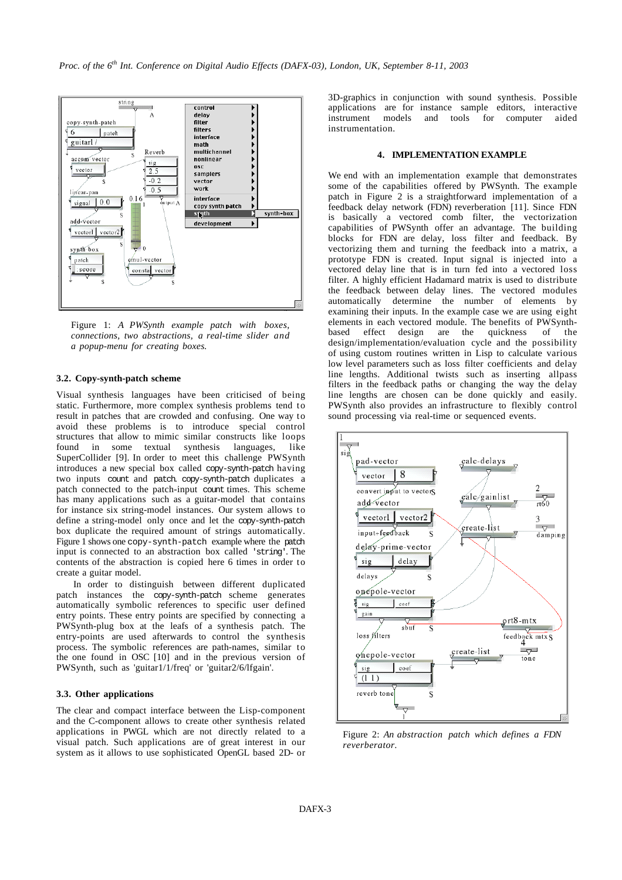Figure 1: *A PWSynth example patch with boxes, connections, two abstractions, a real-time slider and a popup-menu for creating boxes.*

### 3.2. Copy-synth-patch scheme

Visual synthesis languages have been criticised of being static. Furthermore, more complex synthesis problems tend to result in patches that are crowded and confusing. One way to avoid these problems is to introduce special control structures that allow to mimic similar constructs like loops found in some textual synthesis languages, like SuperCollider [9]. In order to meet this challenge PWSynth introduces a new special box called copy-synth-patch having two inputs count and patch. copy-synth-patch duplicates a patch connected to the patch-input count times. This scheme has many applications such as a guitar-model that contains for instance six string-model instances. Our system allows to define a string-model only once and let the copy-synth-patch box duplicate the required amount of strings automatically. Figure 1 shows one copy-synth-patch example where the patch input is connected to an abstraction box called 'string'. The contents of the abstraction is copied here 6 times in order to create a guitar model.

In order to distinguish between different duplicated patch instances the copy-synth-patch scheme generates automatically symbolic references to specific user defined entry points. These entry points are specified by connecting a PWSynth-plug box at the leafs of a synthesis patch. The entry-points are used afterwards to control the synthesis process. The symbolic references are path-names, similar to the one found in OSC [10] and in the previous version of PWSynth, such as 'guitar1/1/freq' or 'guitar2/6/lfgain'.

### 3.3. Other applications

The clear and compact interface between the Lisp-component and the C-component allows to create other synthesis related applications in PWGL which are not directly related to a visual patch. Such applications are of great interest in our system as it allows to use sophisticated OpenGL based 2D- or 3D-graphics in conjunction with sound synthesis. Possible applications are for instance sample editors, interactive instrument models and tools for computer aided instrumentation.

## 4. IMPLEMENTATION EXAMPLE

We end with an implementation example that demonstrates some of the capabilities offered by PWSynth. The example patch in Figure 2 is a straightforward implementation of a feedback delay network (FDN) reverberation [11]. Since FDN is basically a vectored comb filter, the vectorization capabilities of PWSynth offer an advantage. The building blocks for FDN are delay, loss filter and feedback. By vectorizing them and turning the feedback into a matrix, a prototype FDN is created. Input signal is injected into a vectored delay line that is in turn fed into a vectored loss filter. A highly efficient Hadamard matrix is used to distribute the feedback between delay lines. The vectored modules automatically determine the number of elements by examining their inputs. In the example case we are using eight elements in each vectored module. The benefits of PWSynth-based effect design are the quickness of the design/implementation/evaluation cycle and the possibility of using custom routines written in Lisp to calculate various low level parameters such as loss filter coefficients and delay line lengths. Additional twists such as inserting allpass filters in the feedback paths or changing the way the delay line lengths are chosen can be done quickly and easily. PWSynth also provides an infrastructure to flexibly control sound processing via real-time or sequenced events.

Figure 2: *An abstraction patch which defines a FDN reverberator.*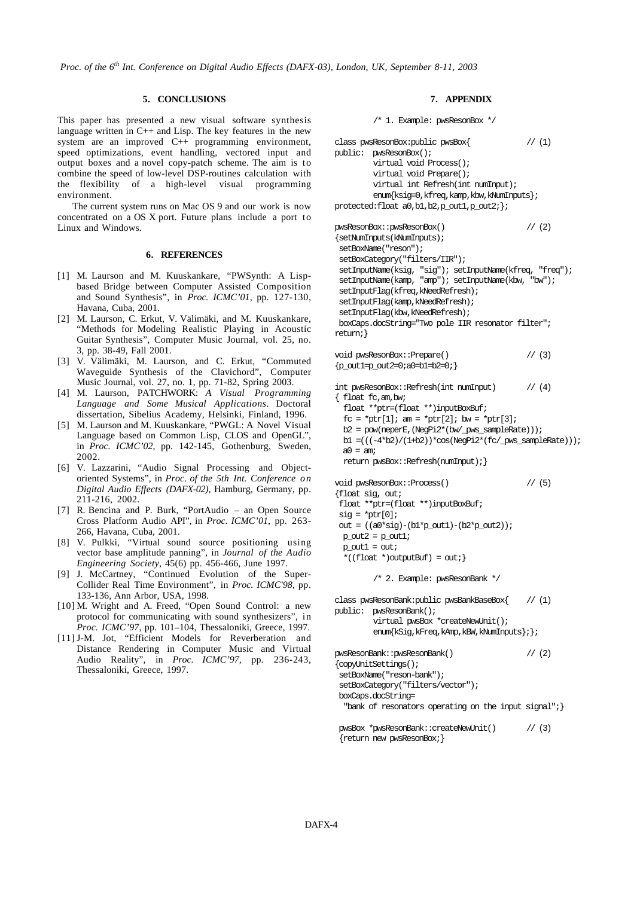## 5. CONCLUSIONS

This paper has presented a new visual software synthesis language written in C++ and Lisp. The key features in the new system are an improved C++ programming environment, speed optimizations, event handling, vectored input and output boxes and a novel copy-patch scheme. The aim is to combine the speed of low-level DSP-routines calculation with the flexibility of a high-level visual programming environment.

The current system runs on Mac OS 9 and our work is now concentrated on a OS X port. Future plans include a port to Linux and Windows.

## 6. REFERENCES

[1] M. Laurson and M. Kuuskankare, "PWSynth: A Lisp-based Bridge between Computer Assisted Composition and Sound Synthesis", in *Proc. ICMC'01*, pp. 127-130, Havana, Cuba, 2001.

[2] M. Laurson, C. Erkut, V. Välimäki, and M. Kuuskankare, "Methods for Modeling Realistic Playing in Acoustic Guitar Synthesis", Computer Music Journal, vol. 25, no. 3, pp. 38-49, Fall 2001.

[3] V. Välimäki, M. Laurson, and C. Erkut, "Commuted Waveguide Synthesis of the Clavichord", Computer Music Journal, vol. 27, no. 1, pp. 71-82, Spring 2003.

[4] M. Laurson, PATCHWORK: *A Visual Programming Language and Some Musical Applications*. Doctoral dissertation, Sibelius Academy, Helsinki, Finland, 1996.

[5] M. Laurson and M. Kuuskankare, "PWGL: A Novel Visual Language based on Common Lisp, CLOS and OpenGL", in *Proc. ICMC'02*, pp. 142-145, Gothenburg, Sweden, 2002.

[6] V. Lazzarini, "Audio Signal Processing and Object-oriented Systems", in *Proc. of the 5th Int. Conference on Digital Audio Effects (DAFX-02)*, Hamburg, Germany, pp. 211-216, 2002.

[7] R. Bencina and P. Burk, "PortAudio – an Open Source Cross Platform Audio API", in *Proc. ICMC'01*, pp. 263-266, Havana, Cuba, 2001.

[8] V. Pulkki, "Virtual sound source positioning using vector base amplitude panning", in *Journal of the Audio Engineering Society*, 45(6) pp. 456-466, June 1997.

[9] J. McCartney, "Continued Evolution of the Super-Collider Real Time Environment", in *Proc. ICMC'98*, pp. 133-136, Ann Arbor, USA, 1998.

[10] M. Wright and A. Freed, "Open Sound Control: a new protocol for communicating with sound synthesizers", in *Proc. ICMC'97*, pp. 101–104, Thessaloniki, Greece, 1997.

[11] J-M. Jot, "Efficient Models for Reverberation and Distance Rendering in Computer Music and Virtual Audio Reality", in *Proc. ICMC'97*, pp. 236-243, Thessaloniki, Greece, 1997.

## 7. APPENDIX

```
        /* 1. Example: pwsResonBox */

class pwsResonBox:public pwsBox{              // (1)
public:  pwsResonBox();
        virtual void Process();
        virtual void Prepare();
        virtual int Refresh(int numInput);
        enum{ksig=0,kfreq,kamp,kbw,kNumInputs};
protected:float a0,b1,b2,p_out1,p_out2;};

pwsResonBox::pwsResonBox()                    // (2)
{setNumInputs(kNumInputs);
 setBoxName("reson");
 setBoxCategory("filters/IIR");
 setInputName(ksig, "sig"); setInputName(kfreq, "freq");
 setInputName(kamp, "amp"); setInputName(kbw, "bw");
 setInputFlag(kfreq,kNeedRefresh);
 setInputFlag(kamp,kNeedRefresh);
 setInputFlag(kbw,kNeedRefresh);
 boxCaps.docString="Two pole IIR resonator filter";
return;}

void pwsResonBox::Prepare()                   // (3)
{p_out1=p_out2=0;a0=b1=b2=0;}

int pwsResonBox::Refresh(int numInput)        // (4)
{ float fc,am,bw;
  float **ptr=(float **)inputBoxBuf;
  fc = *ptr[1]; am = *ptr[2]; bw = *ptr[3];
  b2 = pow(neperE,(NegPi2*(bw/_pws_sampleRate)));
  b1 =(((-4*b2)/(1+b2))*cos(NegPi2*(fc/_pws_sampleRate)));
  a0 = am;
  return pwsBox::Refresh(numInput);}

void pwsResonBox::Process()                   // (5)
{float sig, out;
 float **ptr=(float **)inputBoxBuf;
 sig = *ptr[0];
 out = ((a0*sig)-(b1*p_out1)-(b2*p_out2));
  p_out2 = p_out1;
  p_out1 = out;
  *((float *)outputBuf) = out;}

        /* 2. Example: pwsResonBank */

class pwsResonBank:public pwsBankBaseBox{     // (1)
public:  pwsResonBank();
        virtual pwsBox *createNewUnit();
        enum{kSig,kFreq,kAmp,kBW,kNumInputs};};

pwsResonBank::pwsResonBank()                  // (2)
{copyUnitSettings();
 setBoxName("reson-bank");
 setBoxCategory("filters/vector");
 boxCaps.docString=
  "bank of resonators operating on the input signal";}

 pwsBox *pwsResonBank::createNewUnit()        // (3)
 {return new pwsResonBox;}
```